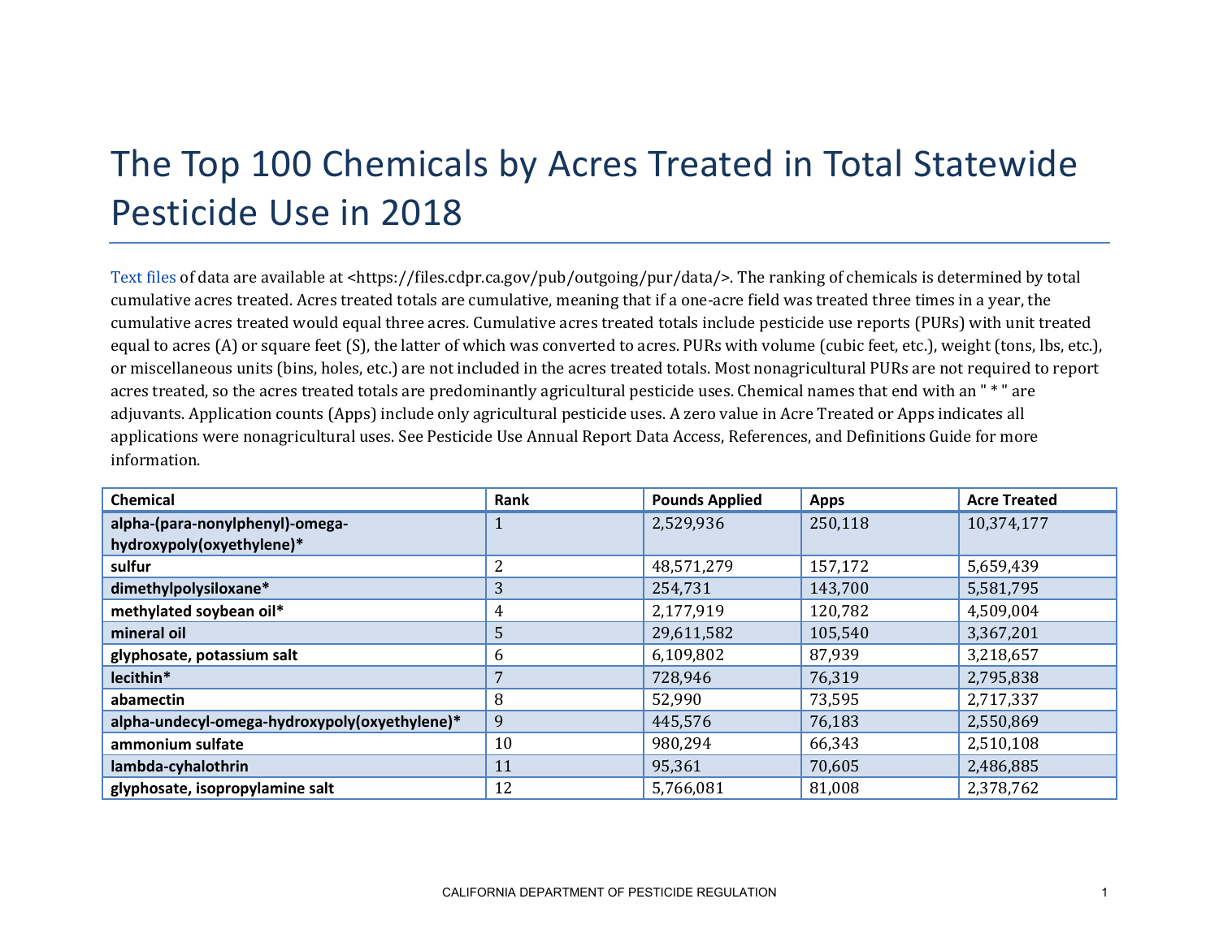# The Top 100 Chemicals by Acres Treated in Total Statewide Pesticide Use in 2018

Text files of data are available at <https://files.cdpr.ca.gov/pub/outgoing/pur/data/>. The ranking of chemicals is determined by total cumulative acres treated. Acres treated totals are cumulative, meaning that if a one-acre field was treated three times in a year, the cumulative acres treated would equal three acres. Cumulative acres treated totals include pesticide use reports (PURs) with unit treated equal to acres (A) or square feet (S), the latter of which was converted to acres. PURs with volume (cubic feet, etc.), weight (tons, lbs, etc.), or miscellaneous units (bins, holes, etc.) are not included in the acres treated totals. Most nonagricultural PURs are not required to report acres treated, so the acres treated totals are predominantly agricultural pesticide uses. Chemical names that end with an " * " are adjuvants. Application counts (Apps) include only agricultural pesticide uses. A zero value in Acre Treated or Apps indicates all applications were nonagricultural uses. See Pesticide Use Annual Report Data Access, References, and Definitions Guide for more information.

| Chemical | Rank | Pounds Applied | Apps | Acre Treated |
|---|---|---|---|---|
| **alpha-(para-nonylphenyl)-omega-hydroxypoly(oxyethylene)*** | 1 | 2,529,936 | 250,118 | 10,374,177 |
| **sulfur** | 2 | 48,571,279 | 157,172 | 5,659,439 |
| **dimethylpolysiloxane*** | 3 | 254,731 | 143,700 | 5,581,795 |
| **methylated soybean oil*** | 4 | 2,177,919 | 120,782 | 4,509,004 |
| **mineral oil** | 5 | 29,611,582 | 105,540 | 3,367,201 |
| **glyphosate, potassium salt** | 6 | 6,109,802 | 87,939 | 3,218,657 |
| **lecithin*** | 7 | 728,946 | 76,319 | 2,795,838 |
| **abamectin** | 8 | 52,990 | 73,595 | 2,717,337 |
| **alpha-undecyl-omega-hydroxypoly(oxyethylene)*** | 9 | 445,576 | 76,183 | 2,550,869 |
| **ammonium sulfate** | 10 | 980,294 | 66,343 | 2,510,108 |
| **lambda-cyhalothrin** | 11 | 95,361 | 70,605 | 2,486,885 |
| **glyphosate, isopropylamine salt** | 12 | 5,766,081 | 81,008 | 2,378,762 |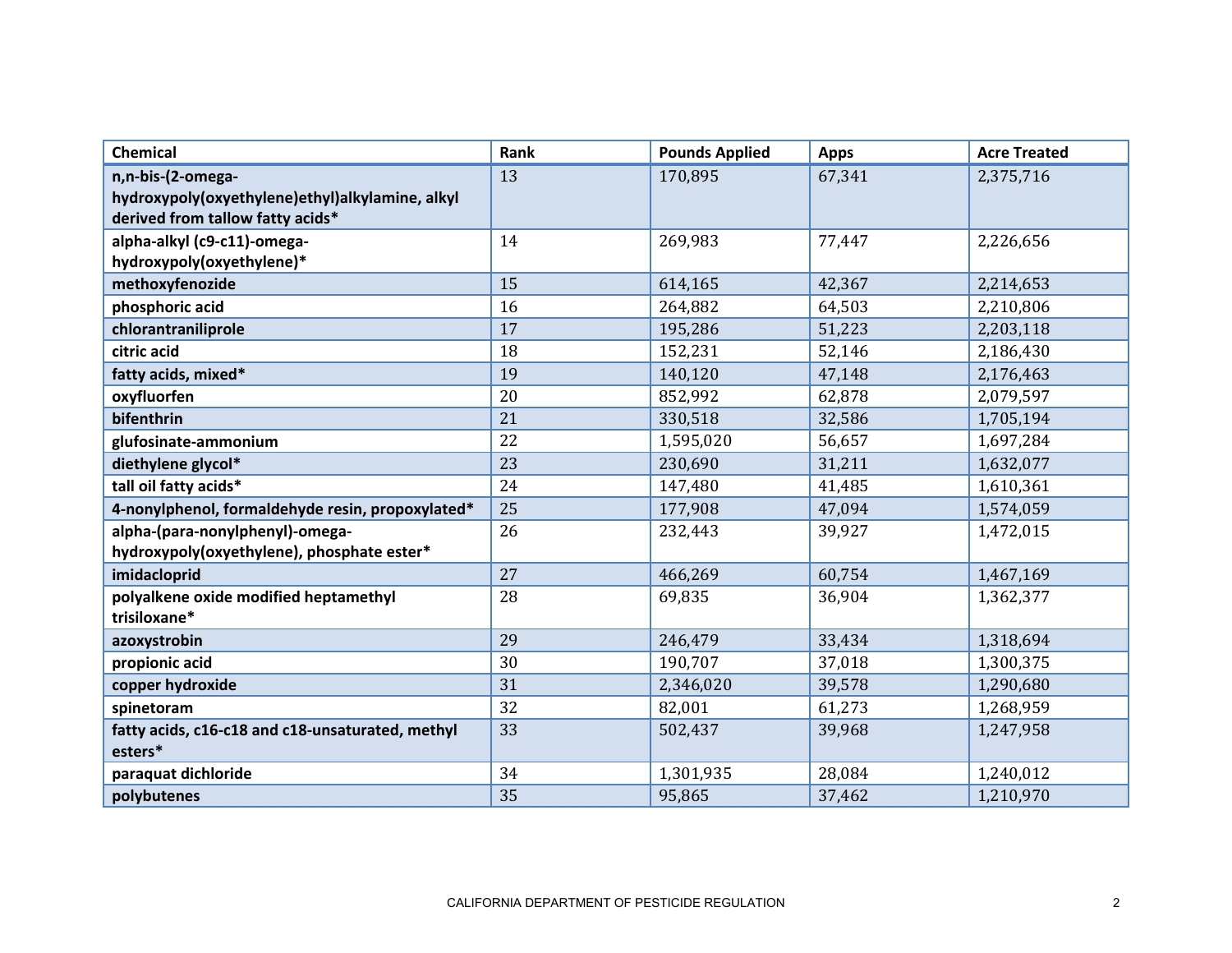| Chemical | Rank | Pounds Applied | Apps | Acre Treated |
|---|---|---|---|---|
| n,n-bis-(2-omega-hydroxypoly(oxyethylene)ethyl)alkylamine, alkyl derived from tallow fatty acids* | 13 | 170,895 | 67,341 | 2,375,716 |
| alpha-alkyl (c9-c11)-omega-hydroxypoly(oxyethylene)* | 14 | 269,983 | 77,447 | 2,226,656 |
| methoxyfenozide | 15 | 614,165 | 42,367 | 2,214,653 |
| phosphoric acid | 16 | 264,882 | 64,503 | 2,210,806 |
| chlorantraniliprole | 17 | 195,286 | 51,223 | 2,203,118 |
| citric acid | 18 | 152,231 | 52,146 | 2,186,430 |
| fatty acids, mixed* | 19 | 140,120 | 47,148 | 2,176,463 |
| oxyfluorfen | 20 | 852,992 | 62,878 | 2,079,597 |
| bifenthrin | 21 | 330,518 | 32,586 | 1,705,194 |
| glufosinate-ammonium | 22 | 1,595,020 | 56,657 | 1,697,284 |
| diethylene glycol* | 23 | 230,690 | 31,211 | 1,632,077 |
| tall oil fatty acids* | 24 | 147,480 | 41,485 | 1,610,361 |
| 4-nonylphenol, formaldehyde resin, propoxylated* | 25 | 177,908 | 47,094 | 1,574,059 |
| alpha-(para-nonylphenyl)-omega-hydroxypoly(oxyethylene), phosphate ester* | 26 | 232,443 | 39,927 | 1,472,015 |
| imidacloprid | 27 | 466,269 | 60,754 | 1,467,169 |
| polyalkene oxide modified heptamethyl trisiloxane* | 28 | 69,835 | 36,904 | 1,362,377 |
| azoxystrobin | 29 | 246,479 | 33,434 | 1,318,694 |
| propionic acid | 30 | 190,707 | 37,018 | 1,300,375 |
| copper hydroxide | 31 | 2,346,020 | 39,578 | 1,290,680 |
| spinetoram | 32 | 82,001 | 61,273 | 1,268,959 |
| fatty acids, c16-c18 and c18-unsaturated, methyl esters* | 33 | 502,437 | 39,968 | 1,247,958 |
| paraquat dichloride | 34 | 1,301,935 | 28,084 | 1,240,012 |
| polybutenes | 35 | 95,865 | 37,462 | 1,210,970 |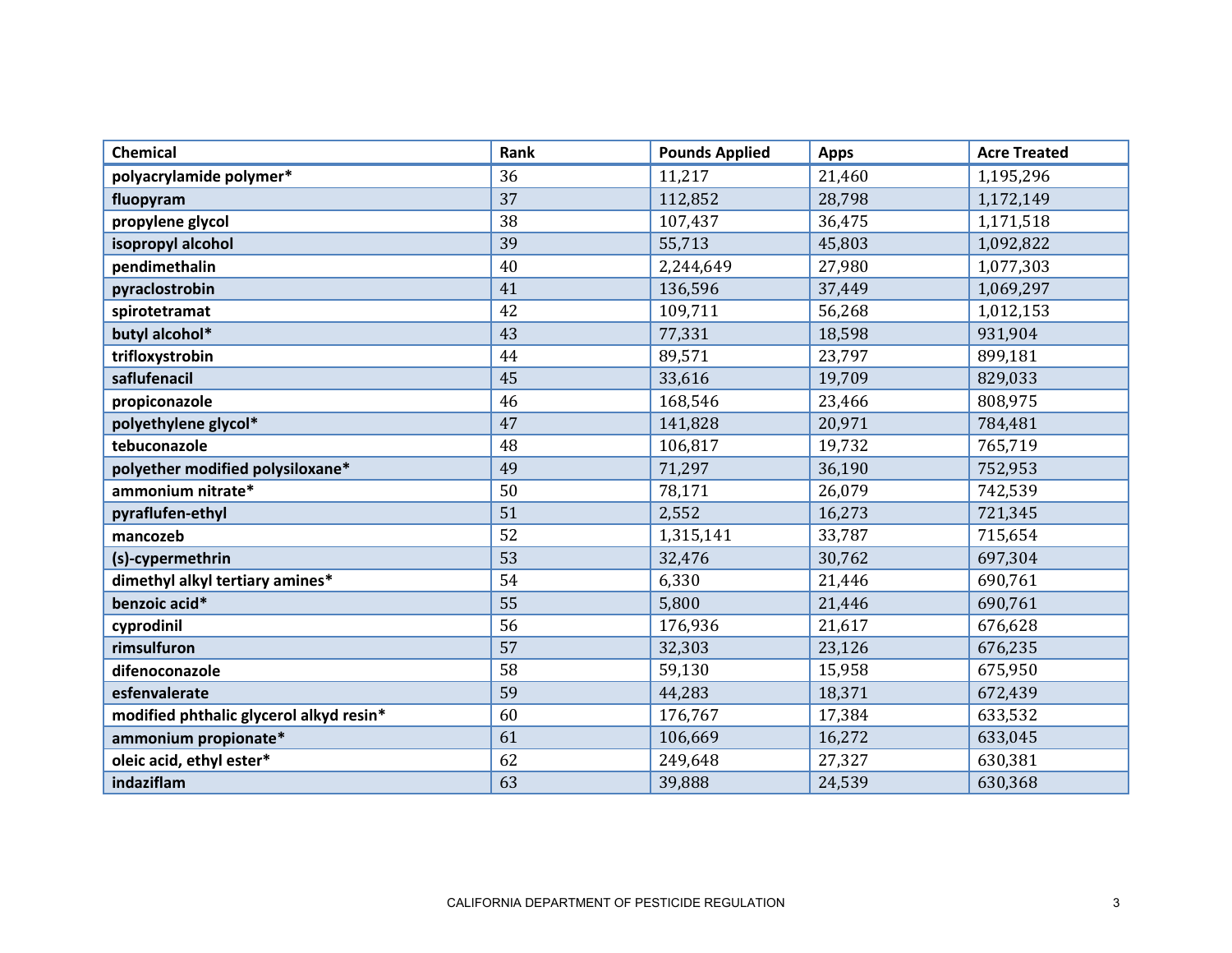| Chemical | Rank | Pounds Applied | Apps | Acre Treated |
|---|---|---|---|---|
| **polyacrylamide polymer*** | 36 | 11,217 | 21,460 | 1,195,296 |
| **fluopyram** | 37 | 112,852 | 28,798 | 1,172,149 |
| **propylene glycol** | 38 | 107,437 | 36,475 | 1,171,518 |
| **isopropyl alcohol** | 39 | 55,713 | 45,803 | 1,092,822 |
| **pendimethalin** | 40 | 2,244,649 | 27,980 | 1,077,303 |
| **pyraclostrobin** | 41 | 136,596 | 37,449 | 1,069,297 |
| **spirotetramat** | 42 | 109,711 | 56,268 | 1,012,153 |
| **butyl alcohol*** | 43 | 77,331 | 18,598 | 931,904 |
| **trifloxystrobin** | 44 | 89,571 | 23,797 | 899,181 |
| **saflufenacil** | 45 | 33,616 | 19,709 | 829,033 |
| **propiconazole** | 46 | 168,546 | 23,466 | 808,975 |
| **polyethylene glycol*** | 47 | 141,828 | 20,971 | 784,481 |
| **tebuconazole** | 48 | 106,817 | 19,732 | 765,719 |
| **polyether modified polysiloxane*** | 49 | 71,297 | 36,190 | 752,953 |
| **ammonium nitrate*** | 50 | 78,171 | 26,079 | 742,539 |
| **pyraflufen-ethyl** | 51 | 2,552 | 16,273 | 721,345 |
| **mancozeb** | 52 | 1,315,141 | 33,787 | 715,654 |
| **(s)-cypermethrin** | 53 | 32,476 | 30,762 | 697,304 |
| **dimethyl alkyl tertiary amines*** | 54 | 6,330 | 21,446 | 690,761 |
| **benzoic acid*** | 55 | 5,800 | 21,446 | 690,761 |
| **cyprodinil** | 56 | 176,936 | 21,617 | 676,628 |
| **rimsulfuron** | 57 | 32,303 | 23,126 | 676,235 |
| **difenoconazole** | 58 | 59,130 | 15,958 | 675,950 |
| **esfenvalerate** | 59 | 44,283 | 18,371 | 672,439 |
| **modified phthalic glycerol alkyd resin*** | 60 | 176,767 | 17,384 | 633,532 |
| **ammonium propionate*** | 61 | 106,669 | 16,272 | 633,045 |
| **oleic acid, ethyl ester*** | 62 | 249,648 | 27,327 | 630,381 |
| **indaziflam** | 63 | 39,888 | 24,539 | 630,368 |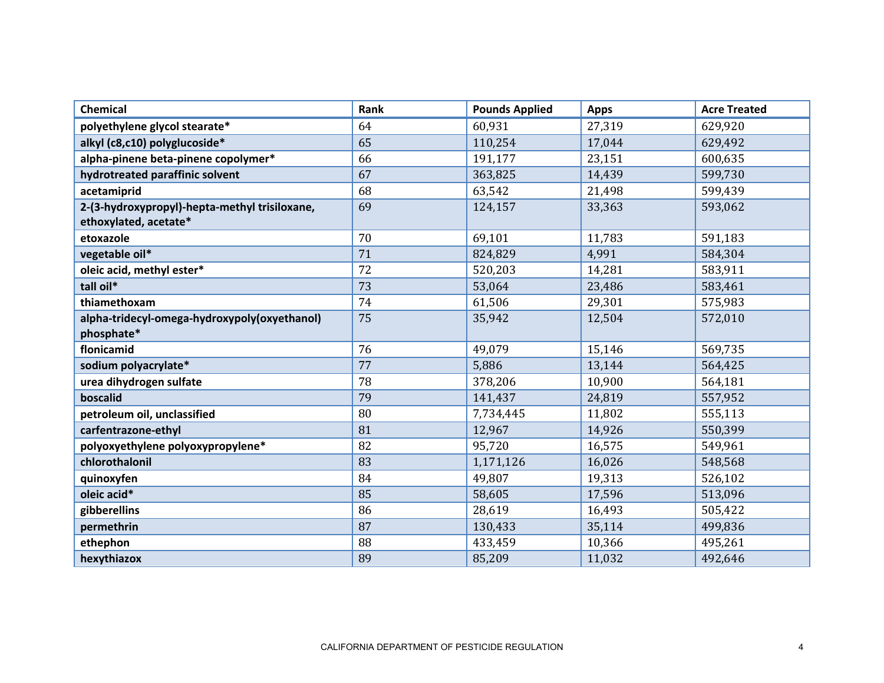| Chemical | Rank | Pounds Applied | Apps | Acre Treated |
|---|---|---|---|---|
| **polyethylene glycol stearate*** | 64 | 60,931 | 27,319 | 629,920 |
| **alkyl (c8,c10) polyglucoside*** | 65 | 110,254 | 17,044 | 629,492 |
| **alpha-pinene beta-pinene copolymer*** | 66 | 191,177 | 23,151 | 600,635 |
| **hydrotreated paraffinic solvent** | 67 | 363,825 | 14,439 | 599,730 |
| **acetamiprid** | 68 | 63,542 | 21,498 | 599,439 |
| **2-(3-hydroxypropyl)-hepta-methyl trisiloxane, ethoxylated, acetate*** | 69 | 124,157 | 33,363 | 593,062 |
| **etoxazole** | 70 | 69,101 | 11,783 | 591,183 |
| **vegetable oil*** | 71 | 824,829 | 4,991 | 584,304 |
| **oleic acid, methyl ester*** | 72 | 520,203 | 14,281 | 583,911 |
| **tall oil*** | 73 | 53,064 | 23,486 | 583,461 |
| **thiamethoxam** | 74 | 61,506 | 29,301 | 575,983 |
| **alpha-tridecyl-omega-hydroxypoly(oxyethanol) phosphate*** | 75 | 35,942 | 12,504 | 572,010 |
| **flonicamid** | 76 | 49,079 | 15,146 | 569,735 |
| **sodium polyacrylate*** | 77 | 5,886 | 13,144 | 564,425 |
| **urea dihydrogen sulfate** | 78 | 378,206 | 10,900 | 564,181 |
| **boscalid** | 79 | 141,437 | 24,819 | 557,952 |
| **petroleum oil, unclassified** | 80 | 7,734,445 | 11,802 | 555,113 |
| **carfentrazone-ethyl** | 81 | 12,967 | 14,926 | 550,399 |
| **polyoxyethylene polyoxypropylene*** | 82 | 95,720 | 16,575 | 549,961 |
| **chlorothalonil** | 83 | 1,171,126 | 16,026 | 548,568 |
| **quinoxyfen** | 84 | 49,807 | 19,313 | 526,102 |
| **oleic acid*** | 85 | 58,605 | 17,596 | 513,096 |
| **gibberellins** | 86 | 28,619 | 16,493 | 505,422 |
| **permethrin** | 87 | 130,433 | 35,114 | 499,836 |
| **ethephon** | 88 | 433,459 | 10,366 | 495,261 |
| **hexythiazox** | 89 | 85,209 | 11,032 | 492,646 |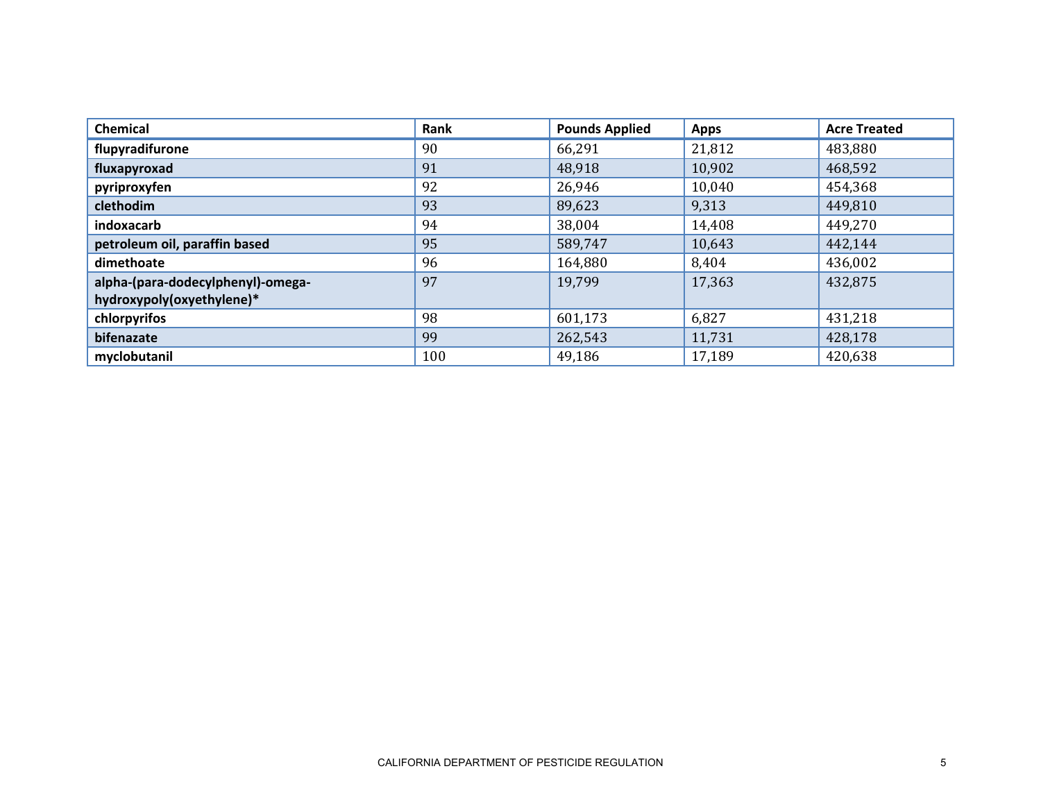| Chemical | Rank | Pounds Applied | Apps | Acre Treated |
|---|---|---|---|---|
| **flupyradifurone** | 90 | 66,291 | 21,812 | 483,880 |
| **fluxapyroxad** | 91 | 48,918 | 10,902 | 468,592 |
| **pyriproxyfen** | 92 | 26,946 | 10,040 | 454,368 |
| **clethodim** | 93 | 89,623 | 9,313 | 449,810 |
| **indoxacarb** | 94 | 38,004 | 14,408 | 449,270 |
| **petroleum oil, paraffin based** | 95 | 589,747 | 10,643 | 442,144 |
| **dimethoate** | 96 | 164,880 | 8,404 | 436,002 |
| **alpha-(para-dodecylphenyl)-omega-hydroxypoly(oxyethylene)*** | 97 | 19,799 | 17,363 | 432,875 |
| **chlorpyrifos** | 98 | 601,173 | 6,827 | 431,218 |
| **bifenazate** | 99 | 262,543 | 11,731 | 428,178 |
| **myclobutanil** | 100 | 49,186 | 17,189 | 420,638 |